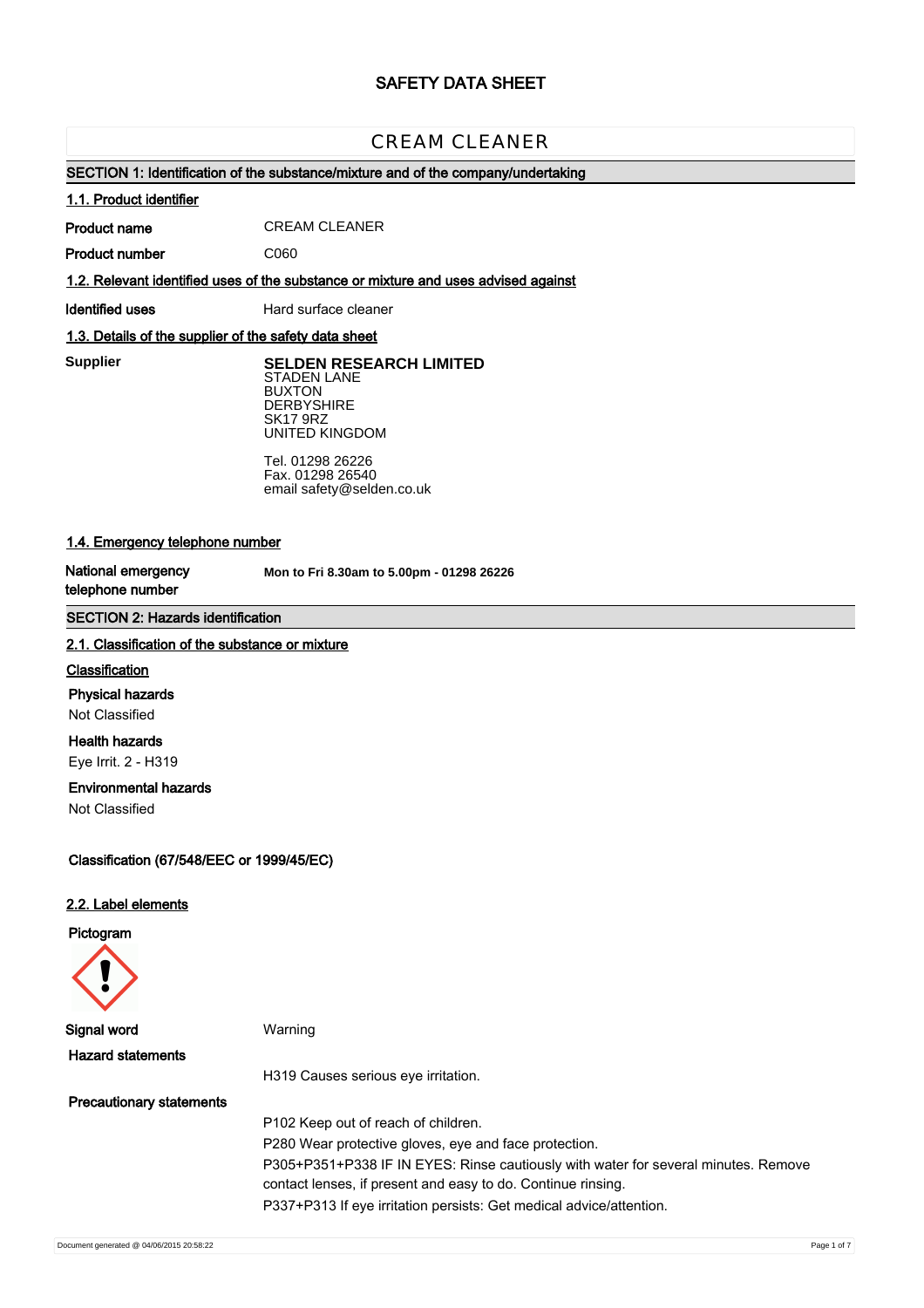# SAFETY DATA SHEET

## CREAM CLEANER

### SECTION 1: Identification of the substance/mixture and of the company/undertaking

**1.1. Product identifier**

**Product name** CREAM CLEANER

**Product number** C060

**1.2. Relevant identified uses of the substance or mixture and uses advised against**

**Identified uses** Hard surface cleaner

**1.3. Details of the supplier of the safety data sheet**

**Supplier**

**SELDEN RESEARCH LIMITED**
STADEN LANE
BUXTON
DERBYSHIRE
SK17 9RZ
UNITED KINGDOM

Tel. 01298 26226
Fax. 01298 26540
email safety@selden.co.uk

**1.4. Emergency telephone number**

**National emergency telephone number** **Mon to Fri 8.30am to 5.00pm - 01298 26226**

### SECTION 2: Hazards identification

**2.1. Classification of the substance or mixture**

**Classification**

**Physical hazards**
Not Classified

**Health hazards**
Eye Irrit. 2 - H319

**Environmental hazards**
Not Classified

**Classification (67/548/EEC or 1999/45/EC)**

**2.2. Label elements**

**Pictogram**

**Signal word** Warning

**Hazard statements**

H319 Causes serious eye irritation.

**Precautionary statements**

P102 Keep out of reach of children.

P280 Wear protective gloves, eye and face protection.

P305+P351+P338 IF IN EYES: Rinse cautiously with water for several minutes. Remove contact lenses, if present and easy to do. Continue rinsing.

P337+P313 If eye irritation persists: Get medical advice/attention.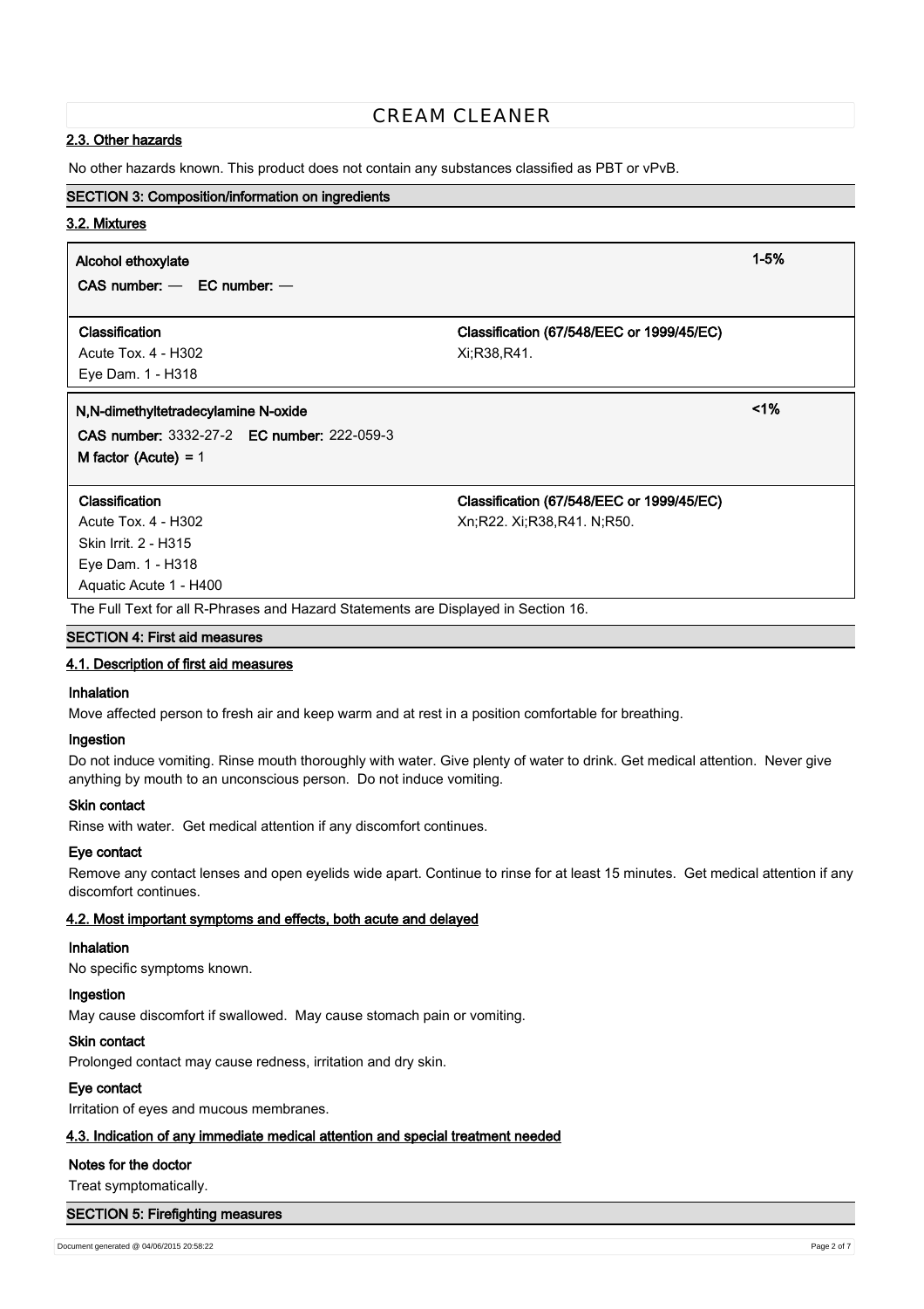### 2.3. Other hazards

No other hazards known. This product does not contain any substances classified as PBT or vPvB.

## SECTION 3: Composition/information on ingredients

### 3.2. Mixtures

**Alcohol ethoxylate** — 1-5%

**CAS number:** — **EC number:** —

| Classification | Classification (67/548/EEC or 1999/45/EC) |
|---|---|
| Acute Tox. 4 - H302<br>Eye Dam. 1 - H318 | Xi;R38,R41. |

**N,N-dimethyltetradecylamine N-oxide** — <1%

**CAS number:** 3332-27-2 **EC number:** 222-059-3

**M factor (Acute)** = 1

| Classification | Classification (67/548/EEC or 1999/45/EC) |
|---|---|
| Acute Tox. 4 - H302<br>Skin Irrit. 2 - H315<br>Eye Dam. 1 - H318<br>Aquatic Acute 1 - H400 | Xn;R22. Xi;R38,R41. N;R50. |

The Full Text for all R-Phrases and Hazard Statements are Displayed in Section 16.

## SECTION 4: First aid measures

### 4.1. Description of first aid measures

**Inhalation**

Move affected person to fresh air and keep warm and at rest in a position comfortable for breathing.

**Ingestion**

Do not induce vomiting. Rinse mouth thoroughly with water. Give plenty of water to drink. Get medical attention. Never give anything by mouth to an unconscious person. Do not induce vomiting.

**Skin contact**

Rinse with water. Get medical attention if any discomfort continues.

**Eye contact**

Remove any contact lenses and open eyelids wide apart. Continue to rinse for at least 15 minutes. Get medical attention if any discomfort continues.

### 4.2. Most important symptoms and effects, both acute and delayed

**Inhalation**

No specific symptoms known.

**Ingestion**

May cause discomfort if swallowed. May cause stomach pain or vomiting.

**Skin contact**

Prolonged contact may cause redness, irritation and dry skin.

**Eye contact**

Irritation of eyes and mucous membranes.

### 4.3. Indication of any immediate medical attention and special treatment needed

**Notes for the doctor**

Treat symptomatically.

## SECTION 5: Firefighting measures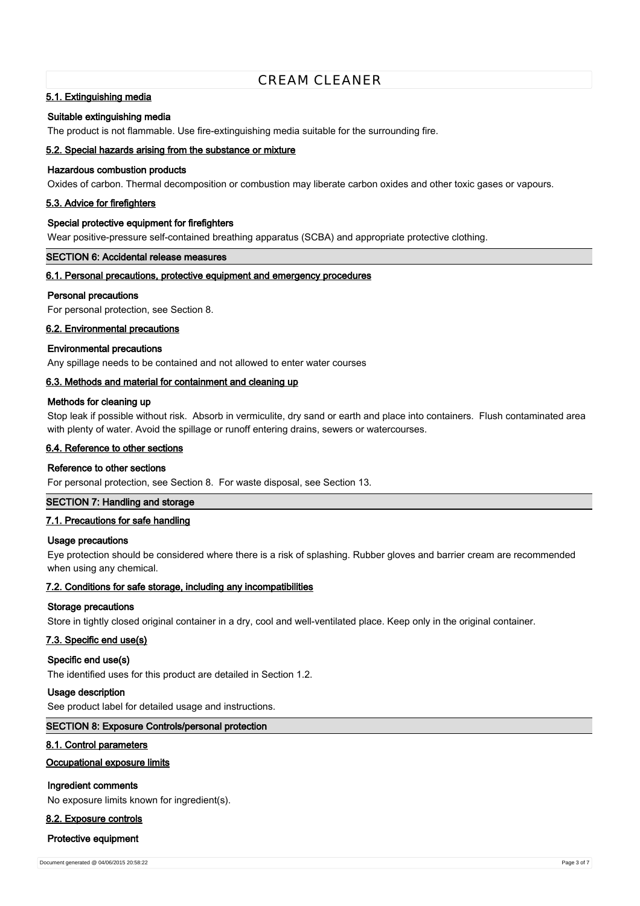### 5.1. Extinguishing media

**Suitable extinguishing media**

The product is not flammable. Use fire-extinguishing media suitable for the surrounding fire.

### 5.2. Special hazards arising from the substance or mixture

**Hazardous combustion products**

Oxides of carbon. Thermal decomposition or combustion may liberate carbon oxides and other toxic gases or vapours.

### 5.3. Advice for firefighters

**Special protective equipment for firefighters**

Wear positive-pressure self-contained breathing apparatus (SCBA) and appropriate protective clothing.

## SECTION 6: Accidental release measures

### 6.1. Personal precautions, protective equipment and emergency procedures

**Personal precautions**

For personal protection, see Section 8.

### 6.2. Environmental precautions

**Environmental precautions**

Any spillage needs to be contained and not allowed to enter water courses

### 6.3. Methods and material for containment and cleaning up

**Methods for cleaning up**

Stop leak if possible without risk. Absorb in vermiculite, dry sand or earth and place into containers. Flush contaminated area with plenty of water. Avoid the spillage or runoff entering drains, sewers or watercourses.

### 6.4. Reference to other sections

**Reference to other sections**

For personal protection, see Section 8. For waste disposal, see Section 13.

## SECTION 7: Handling and storage

### 7.1. Precautions for safe handling

**Usage precautions**

Eye protection should be considered where there is a risk of splashing. Rubber gloves and barrier cream are recommended when using any chemical.

### 7.2. Conditions for safe storage, including any incompatibilities

**Storage precautions**

Store in tightly closed original container in a dry, cool and well-ventilated place. Keep only in the original container.

### 7.3. Specific end use(s)

**Specific end use(s)**

The identified uses for this product are detailed in Section 1.2.

**Usage description**

See product label for detailed usage and instructions.

## SECTION 8: Exposure Controls/personal protection

### 8.1. Control parameters

**Occupational exposure limits**

**Ingredient comments**

No exposure limits known for ingredient(s).

### 8.2. Exposure controls

**Protective equipment**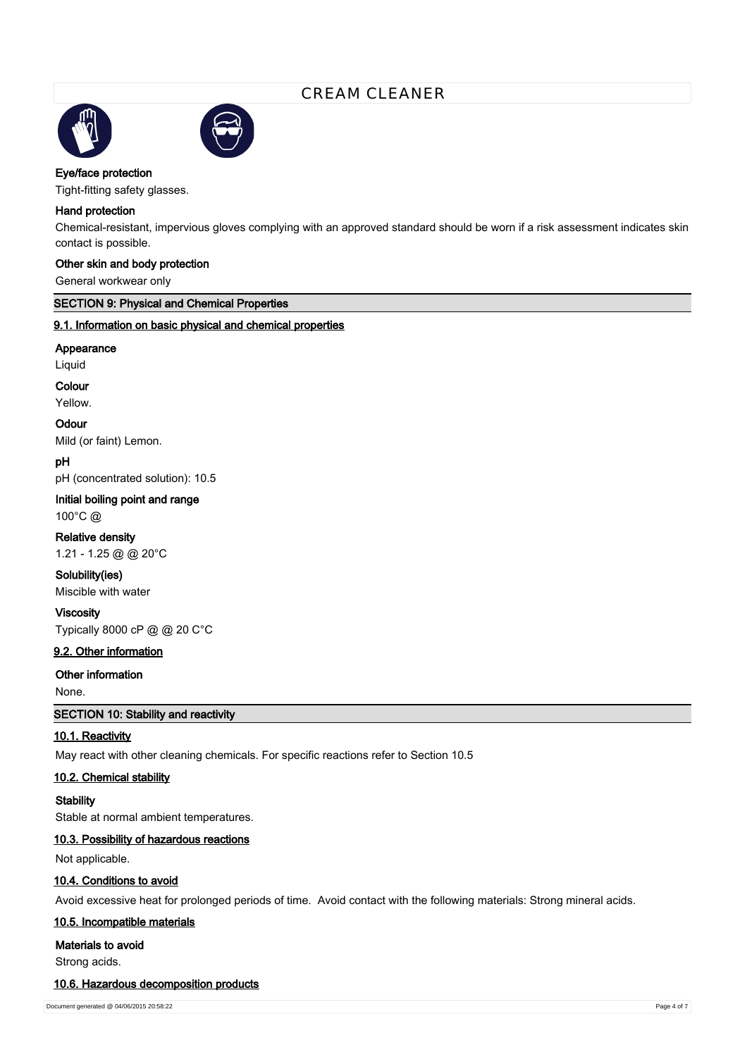### Eye/face protection

Tight-fitting safety glasses.

### Hand protection

Chemical-resistant, impervious gloves complying with an approved standard should be worn if a risk assessment indicates skin contact is possible.

### Other skin and body protection

General workwear only

## SECTION 9: Physical and Chemical Properties

### 9.1. Information on basic physical and chemical properties

**Appearance**

Liquid

**Colour**

Yellow.

**Odour**

Mild (or faint) Lemon.

**pH**

pH (concentrated solution): 10.5

**Initial boiling point and range**

100°C @

**Relative density**

1.21 - 1.25 @ @ 20°C

**Solubility(ies)**

Miscible with water

**Viscosity**

Typically 8000 cP @ @ 20 C°C

### 9.2. Other information

**Other information**

None.

## SECTION 10: Stability and reactivity

### 10.1. Reactivity

May react with other cleaning chemicals. For specific reactions refer to Section 10.5

### 10.2. Chemical stability

**Stability**

Stable at normal ambient temperatures.

### 10.3. Possibility of hazardous reactions

Not applicable.

### 10.4. Conditions to avoid

Avoid excessive heat for prolonged periods of time. Avoid contact with the following materials: Strong mineral acids.

### 10.5. Incompatible materials

**Materials to avoid**

Strong acids.

### 10.6. Hazardous decomposition products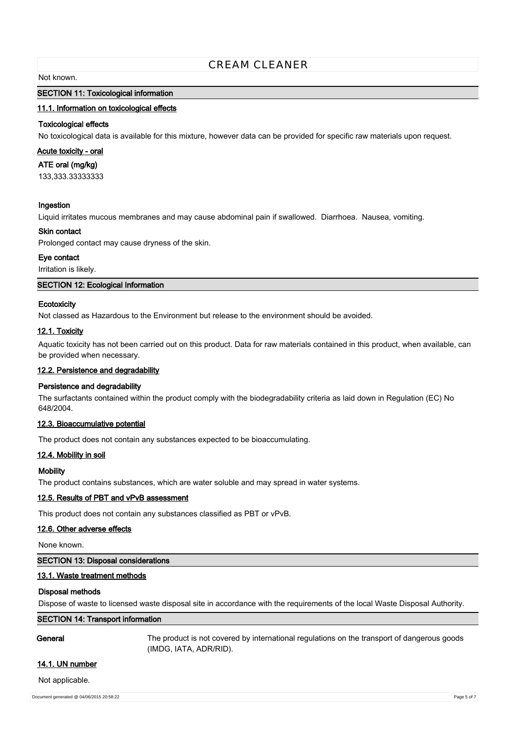Not known.

## SECTION 11: Toxicological information

### 11.1. Information on toxicological effects

**Toxicological effects**

No toxicological data is available for this mixture, however data can be provided for specific raw materials upon request.

**Acute toxicity - oral**

**ATE oral (mg/kg)**

133,333.33333333

**Ingestion**

Liquid irritates mucous membranes and may cause abdominal pain if swallowed.  Diarrhoea.  Nausea, vomiting.

**Skin contact**

Prolonged contact may cause dryness of the skin.

**Eye contact**

Irritation is likely.

## SECTION 12: Ecological Information

**Ecotoxicity**

Not classed as Hazardous to the Environment but release to the environment should be avoided.

### 12.1. Toxicity

Aquatic toxicity has not been carried out on this product. Data for raw materials contained in this product, when available, can be provided when necessary.

### 12.2. Persistence and degradability

**Persistence and degradability**

The surfactants contained within the product comply with the biodegradability criteria as laid down in Regulation (EC) No 648/2004.

### 12.3. Bioaccumulative potential

The product does not contain any substances expected to be bioaccumulating.

### 12.4. Mobility in soil

**Mobility**

The product contains substances, which are water soluble and may spread in water systems.

### 12.5. Results of PBT and vPvB assessment

This product does not contain any substances classified as PBT or vPvB.

### 12.6. Other adverse effects

None known.

## SECTION 13: Disposal considerations

### 13.1. Waste treatment methods

**Disposal methods**

Dispose of waste to licensed waste disposal site in accordance with the requirements of the local Waste Disposal Authority.

## SECTION 14: Transport information

**General** The product is not covered by international regulations on the transport of dangerous goods (IMDG, IATA, ADR/RID).

### 14.1. UN number

Not applicable.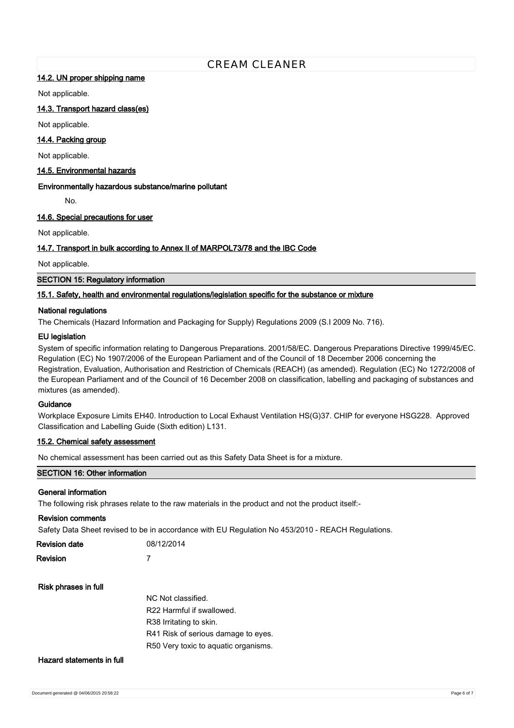#### 14.2. UN proper shipping name

Not applicable.

#### 14.3. Transport hazard class(es)

Not applicable.

#### 14.4. Packing group

Not applicable.

#### 14.5. Environmental hazards

**Environmentally hazardous substance/marine pollutant**

No.

#### 14.6. Special precautions for user

Not applicable.

#### 14.7. Transport in bulk according to Annex II of MARPOL73/78 and the IBC Code

Not applicable.

## SECTION 15: Regulatory information

#### 15.1. Safety, health and environmental regulations/legislation specific for the substance or mixture

**National regulations**

The Chemicals (Hazard Information and Packaging for Supply) Regulations 2009 (S.I 2009 No. 716).

**EU legislation**

System of specific information relating to Dangerous Preparations. 2001/58/EC. Dangerous Preparations Directive 1999/45/EC. Regulation (EC) No 1907/2006 of the European Parliament and of the Council of 18 December 2006 concerning the Registration, Evaluation, Authorisation and Restriction of Chemicals (REACH) (as amended). Regulation (EC) No 1272/2008 of the European Parliament and of the Council of 16 December 2008 on classification, labelling and packaging of substances and mixtures (as amended).

**Guidance**

Workplace Exposure Limits EH40. Introduction to Local Exhaust Ventilation HS(G)37. CHIP for everyone HSG228. Approved Classification and Labelling Guide (Sixth edition) L131.

#### 15.2. Chemical safety assessment

No chemical assessment has been carried out as this Safety Data Sheet is for a mixture.

## SECTION 16: Other information

**General information**

The following risk phrases relate to the raw materials in the product and not the product itself:-

**Revision comments**

Safety Data Sheet revised to be in accordance with EU Regulation No 453/2010 - REACH Regulations.

**Revision date** 08/12/2014

**Revision** 7

**Risk phrases in full**

NC Not classified.
R22 Harmful if swallowed.
R38 Irritating to skin.
R41 Risk of serious damage to eyes.
R50 Very toxic to aquatic organisms.

**Hazard statements in full**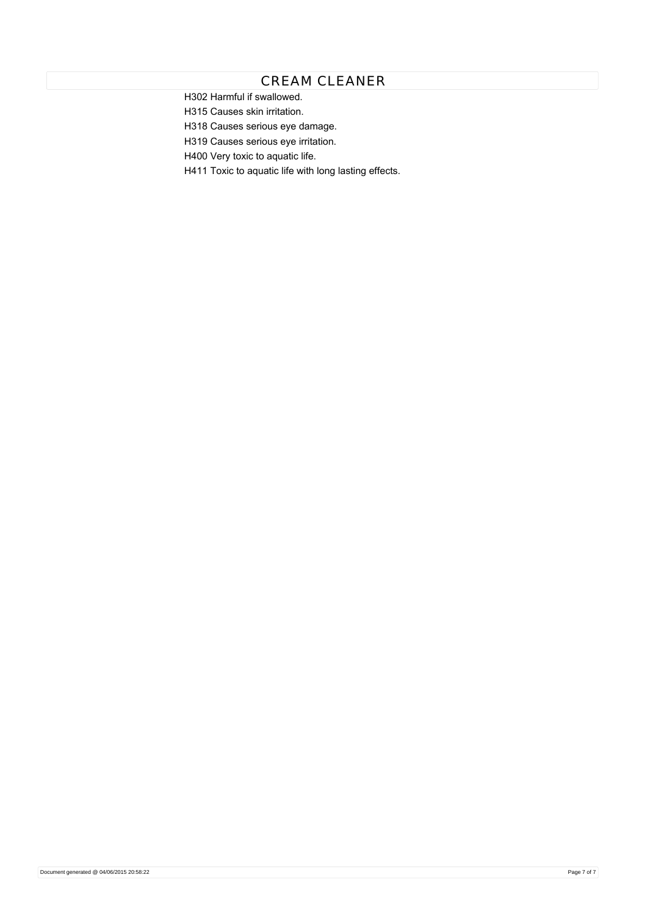H302 Harmful if swallowed.

H315 Causes skin irritation.

H318 Causes serious eye damage.

H319 Causes serious eye irritation.

H400 Very toxic to aquatic life.

H411 Toxic to aquatic life with long lasting effects.